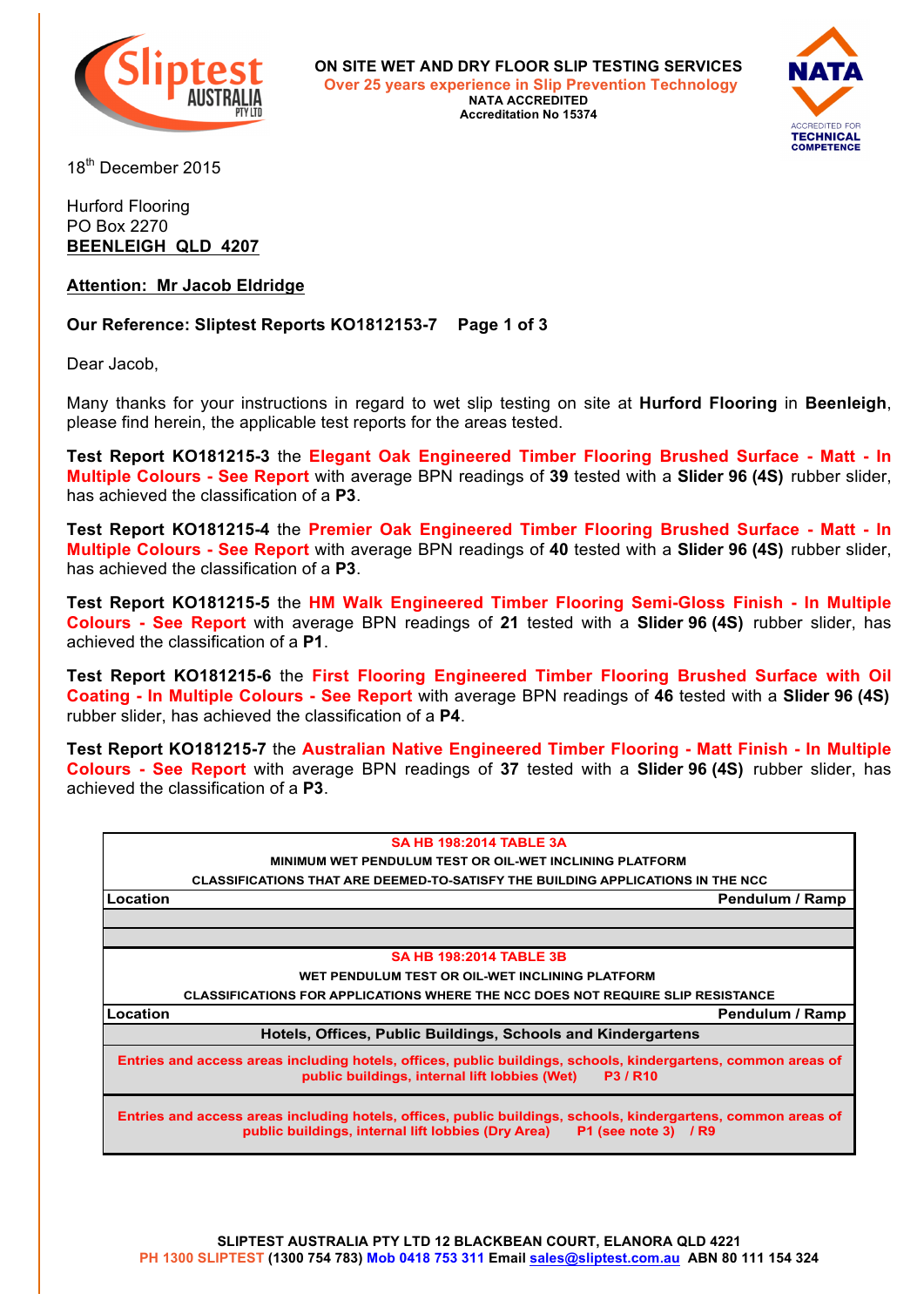**ON SITE WET AND DRY FLOOR SLIP TESTING SERVICES**
**Over 25 years experience in Slip Prevention Technology**
**NATA ACCREDITED**
**Accreditation No 15374**

18th December 2015

Hurford Flooring
PO Box 2270
**BEENLEIGH QLD 4207**

**Attention: Mr Jacob Eldridge**

**Our Reference: Sliptest Reports KO1812153-7 Page 1 of 3**

Dear Jacob,

Many thanks for your instructions in regard to wet slip testing on site at **Hurford Flooring** in **Beenleigh**, please find herein, the applicable test reports for the areas tested.

**Test Report KO181215-3** the **Elegant Oak Engineered Timber Flooring Brushed Surface - Matt - In Multiple Colours - See Report** with average BPN readings of **39** tested with a **Slider 96 (4S)** rubber slider, has achieved the classification of a **P3**.

**Test Report KO181215-4** the **Premier Oak Engineered Timber Flooring Brushed Surface - Matt - In Multiple Colours - See Report** with average BPN readings of **40** tested with a **Slider 96 (4S)** rubber slider, has achieved the classification of a **P3**.

**Test Report KO181215-5** the **HM Walk Engineered Timber Flooring Semi-Gloss Finish - In Multiple Colours - See Report** with average BPN readings of **21** tested with a **Slider 96 (4S)** rubber slider, has achieved the classification of a **P1**.

**Test Report KO181215-6** the **First Flooring Engineered Timber Flooring Brushed Surface with Oil Coating - In Multiple Colours - See Report** with average BPN readings of **46** tested with a **Slider 96 (4S)** rubber slider, has achieved the classification of a **P4**.

**Test Report KO181215-7** the **Australian Native Engineered Timber Flooring - Matt Finish - In Multiple Colours - See Report** with average BPN readings of **37** tested with a **Slider 96 (4S)** rubber slider, has achieved the classification of a **P3**.

| **SA HB 198:2014 TABLE 3A**<br>**MINIMUM WET PENDULUM TEST OR OIL-WET INCLINING PLATFORM CLASSIFICATIONS THAT ARE DEEMED-TO-SATISFY THE BUILDING APPLICATIONS IN THE NCC** | |
|---|---|
| **Location** | **Pendulum / Ramp** |
| | |
| | |

| **SA HB 198:2014 TABLE 3B**<br>**WET PENDULUM TEST OR OIL-WET INCLINING PLATFORM CLASSIFICATIONS FOR APPLICATIONS WHERE THE NCC DOES NOT REQUIRE SLIP RESISTANCE** | |
|---|---|
| **Location** | **Pendulum / Ramp** |
| **Hotels, Offices, Public Buildings, Schools and Kindergartens** | |
| **Entries and access areas including hotels, offices, public buildings, schools, kindergartens, common areas of public buildings, internal lift lobbies (Wet)** | **P3 / R10** |
| **Entries and access areas including hotels, offices, public buildings, schools, kindergartens, common areas of public buildings, internal lift lobbies (Dry Area)** | **P1 (see note 3) / R9** |

**SLIPTEST AUSTRALIA PTY LTD 12 BLACKBEAN COURT, ELANORA QLD 4221**
**PH 1300 SLIPTEST (1300 754 783) Mob 0418 753 311 Email sales@sliptest.com.au ABN 80 111 154 324**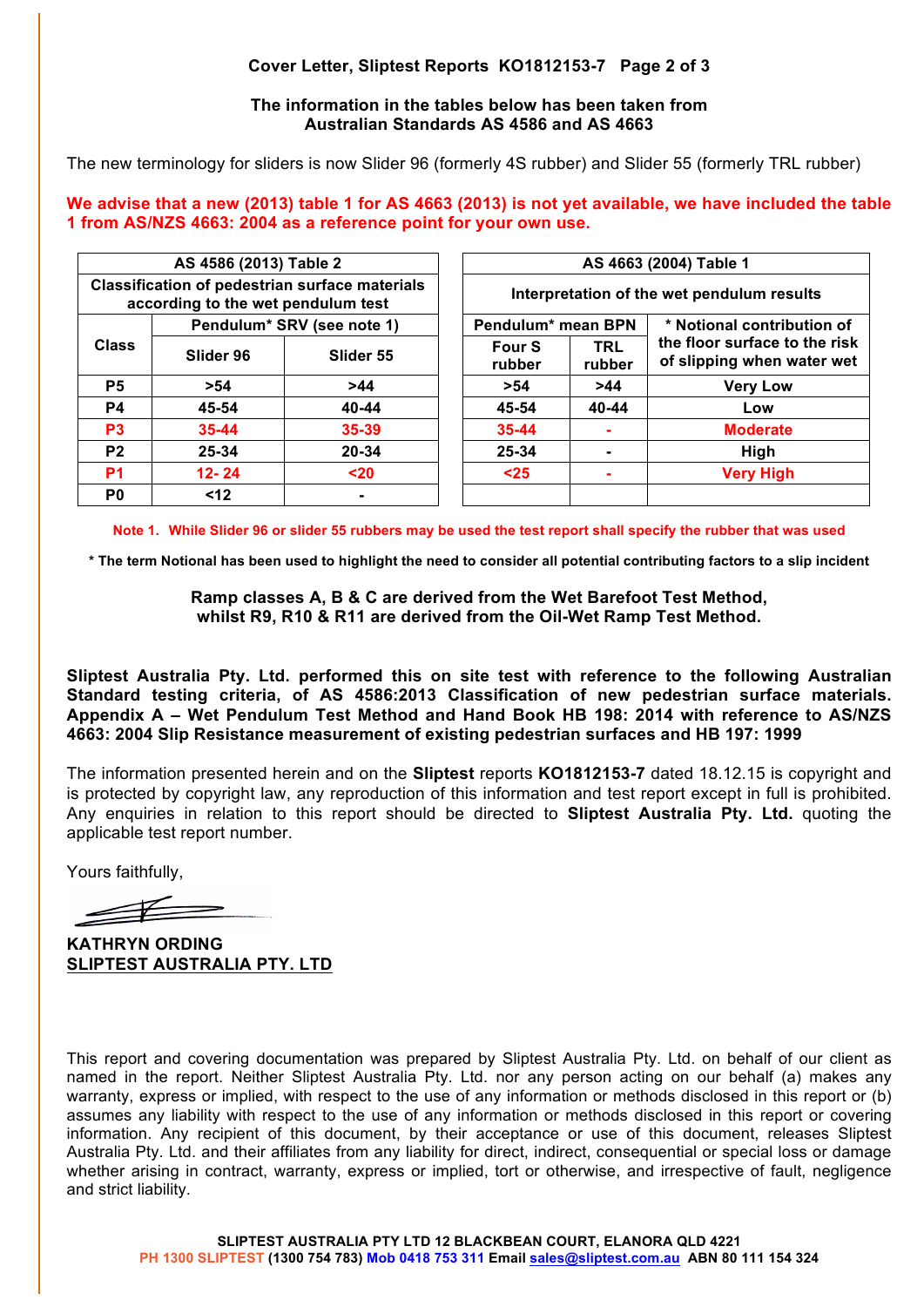**Cover Letter, Sliptest Reports KO1812153-7 Page 2 of 3**

**The information in the tables below has been taken from Australian Standards AS 4586 and AS 4663**

The new terminology for sliders is now Slider 96 (formerly 4S rubber) and Slider 55 (formerly TRL rubber)

**We advise that a new (2013) table 1 for AS 4663 (2013) is not yet available, we have included the table 1 from AS/NZS 4663: 2004 as a reference point for your own use.**

| AS 4586 (2013) Table 2 | | |
|---|---|---|
| Classification of pedestrian surface materials according to the wet pendulum test | | |
| Class | Pendulum* SRV (see note 1) | |
| | Slider 96 | Slider 55 |
| P5 | >54 | >44 |
| P4 | 45-54 | 40-44 |
| P3 | 35-44 | 35-39 |
| P2 | 25-34 | 20-34 |
| P1 | 12- 24 | <20 |
| P0 | <12 | - |

| AS 4663 (2004) Table 1 | | |
|---|---|---|
| Interpretation of the wet pendulum results | | |
| Pendulum* mean BPN | | * Notional contribution of the floor surface to the risk of slipping when water wet |
| Four S rubber | TRL rubber | |
| >54 | >44 | Very Low |
| 45-54 | 40-44 | Low |
| 35-44 | - | Moderate |
| 25-34 | - | High |
| <25 | - | Very High |
| | | |

**Note 1. While Slider 96 or slider 55 rubbers may be used the test report shall specify the rubber that was used**

**\* The term Notional has been used to highlight the need to consider all potential contributing factors to a slip incident**

**Ramp classes A, B & C are derived from the Wet Barefoot Test Method, whilst R9, R10 & R11 are derived from the Oil-Wet Ramp Test Method.**

**Sliptest Australia Pty. Ltd. performed this on site test with reference to the following Australian Standard testing criteria, of AS 4586:2013 Classification of new pedestrian surface materials. Appendix A – Wet Pendulum Test Method and Hand Book HB 198: 2014 with reference to AS/NZS 4663: 2004 Slip Resistance measurement of existing pedestrian surfaces and HB 197: 1999**

The information presented herein and on the **Sliptest** reports **KO1812153-7** dated 18.12.15 is copyright and is protected by copyright law, any reproduction of this information and test report except in full is prohibited. Any enquiries in relation to this report should be directed to **Sliptest Australia Pty. Ltd.** quoting the applicable test report number.

Yours faithfully,

**KATHRYN ORDING**
**SLIPTEST AUSTRALIA PTY. LTD**

This report and covering documentation was prepared by Sliptest Australia Pty. Ltd. on behalf of our client as named in the report. Neither Sliptest Australia Pty. Ltd. nor any person acting on our behalf (a) makes any warranty, express or implied, with respect to the use of any information or methods disclosed in this report or (b) assumes any liability with respect to the use of any information or methods disclosed in this report or covering information. Any recipient of this document, by their acceptance or use of this document, releases Sliptest Australia Pty. Ltd. and their affiliates from any liability for direct, indirect, consequential or special loss or damage whether arising in contract, warranty, express or implied, tort or otherwise, and irrespective of fault, negligence and strict liability.

**SLIPTEST AUSTRALIA PTY LTD 12 BLACKBEAN COURT, ELANORA QLD 4221**
**PH 1300 SLIPTEST (1300 754 783) Mob 0418 753 311 Email sales@sliptest.com.au ABN 80 111 154 324**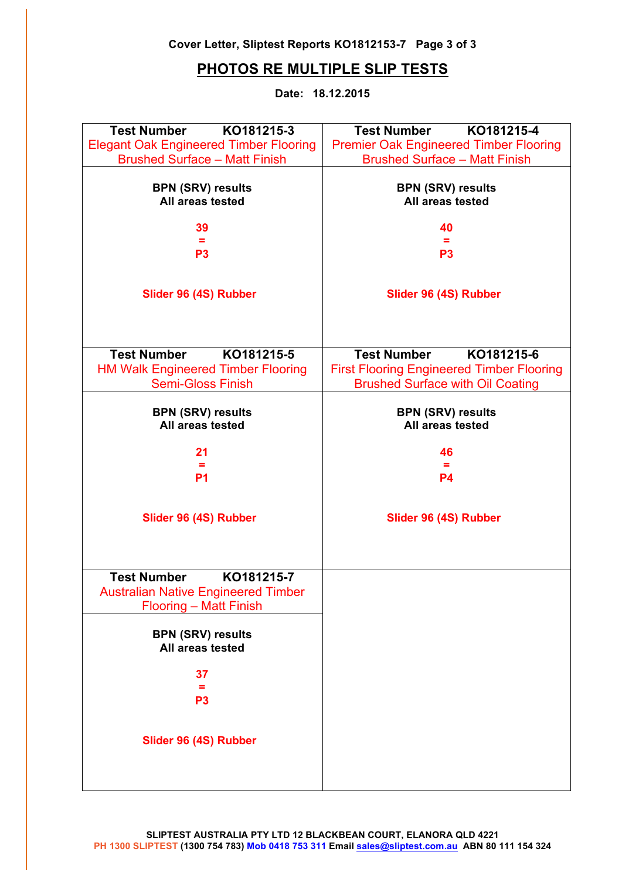Cover Letter, Sliptest Reports KO1812153-7 Page 3 of 3

## PHOTOS RE MULTIPLE SLIP TESTS

**Date: 18.12.2015**

| | |
|---|---|
| **Test Number KO181215-3**<br>Elegant Oak Engineered Timber Flooring<br>Brushed Surface – Matt Finish | **Test Number KO181215-4**<br>Premier Oak Engineered Timber Flooring<br>Brushed Surface – Matt Finish |
| **BPN (SRV) results**<br>**All areas tested**<br>**39**<br>**=**<br>**P3**<br>**Slider 96 (4S) Rubber** | **BPN (SRV) results**<br>**All areas tested**<br>**40**<br>**=**<br>**P3**<br>**Slider 96 (4S) Rubber** |
| **Test Number KO181215-5**<br>HM Walk Engineered Timber Flooring<br>Semi-Gloss Finish | **Test Number KO181215-6**<br>First Flooring Engineered Timber Flooring<br>Brushed Surface with Oil Coating |
| **BPN (SRV) results**<br>**All areas tested**<br>**21**<br>**=**<br>**P1**<br>**Slider 96 (4S) Rubber** | **BPN (SRV) results**<br>**All areas tested**<br>**46**<br>**=**<br>**P4**<br>**Slider 96 (4S) Rubber** |
| **Test Number KO181215-7**<br>Australian Native Engineered Timber Flooring – Matt Finish | |
| **BPN (SRV) results**<br>**All areas tested**<br>**37**<br>**=**<br>**P3**<br>**Slider 96 (4S) Rubber** | |

SLIPTEST AUSTRALIA PTY LTD 12 BLACKBEAN COURT, ELANORA QLD 4221
PH 1300 SLIPTEST (1300 754 783) Mob 0418 753 311 Email sales@sliptest.com.au ABN 80 111 154 324